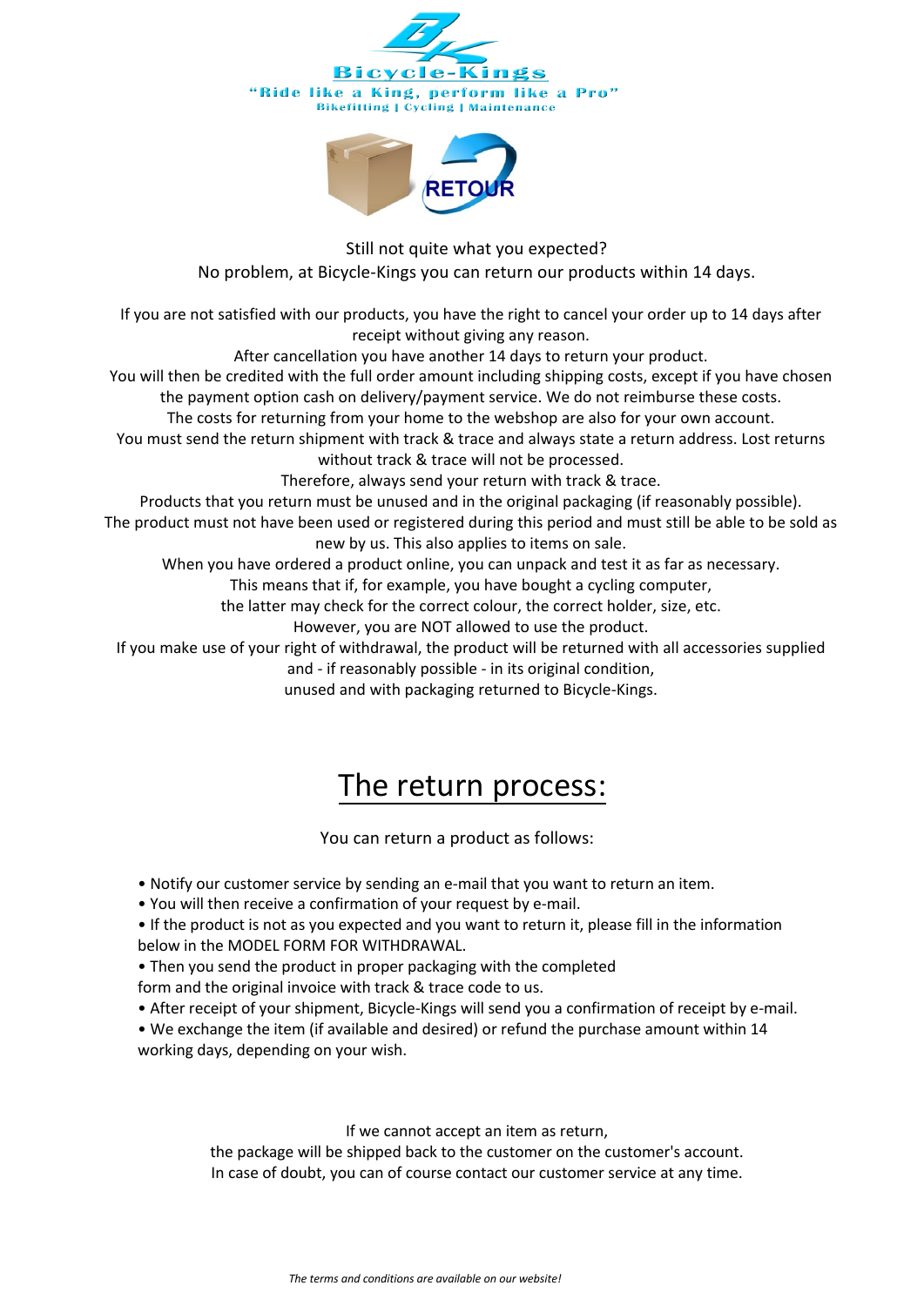Bicycle-Kings

"Ride like a King, perform like a Pro"

Bikefitting | Cycling | Maintenance

RETOUR

Still not quite what you expected?
No problem, at Bicycle-Kings you can return our products within 14 days.

If you are not satisfied with our products, you have the right to cancel your order up to 14 days after receipt without giving any reason.
After cancellation you have another 14 days to return your product.
You will then be credited with the full order amount including shipping costs, except if you have chosen the payment option cash on delivery/payment service. We do not reimburse these costs.
The costs for returning from your home to the webshop are also for your own account.
You must send the return shipment with track & trace and always state a return address. Lost returns without track & trace will not be processed.
Therefore, always send your return with track & trace.
Products that you return must be unused and in the original packaging (if reasonably possible).
The product must not have been used or registered during this period and must still be able to be sold as new by us. This also applies to items on sale.
When you have ordered a product online, you can unpack and test it as far as necessary.
This means that if, for example, you have bought a cycling computer,
the latter may check for the correct colour, the correct holder, size, etc.
However, you are NOT allowed to use the product.
If you make use of your right of withdrawal, the product will be returned with all accessories supplied and - if reasonably possible - in its original condition,
unused and with packaging returned to Bicycle-Kings.

# The return process:

You can return a product as follows:

- Notify our customer service by sending an e-mail that you want to return an item.
- You will then receive a confirmation of your request by e-mail.
- If the product is not as you expected and you want to return it, please fill in the information below in the MODEL FORM FOR WITHDRAWAL.
- Then you send the product in proper packaging with the completed form and the original invoice with track & trace code to us.
- After receipt of your shipment, Bicycle-Kings will send you a confirmation of receipt by e-mail.
- We exchange the item (if available and desired) or refund the purchase amount within 14 working days, depending on your wish.

If we cannot accept an item as return,
the package will be shipped back to the customer on the customer's account.
In case of doubt, you can of course contact our customer service at any time.

*The terms and conditions are available on our website!*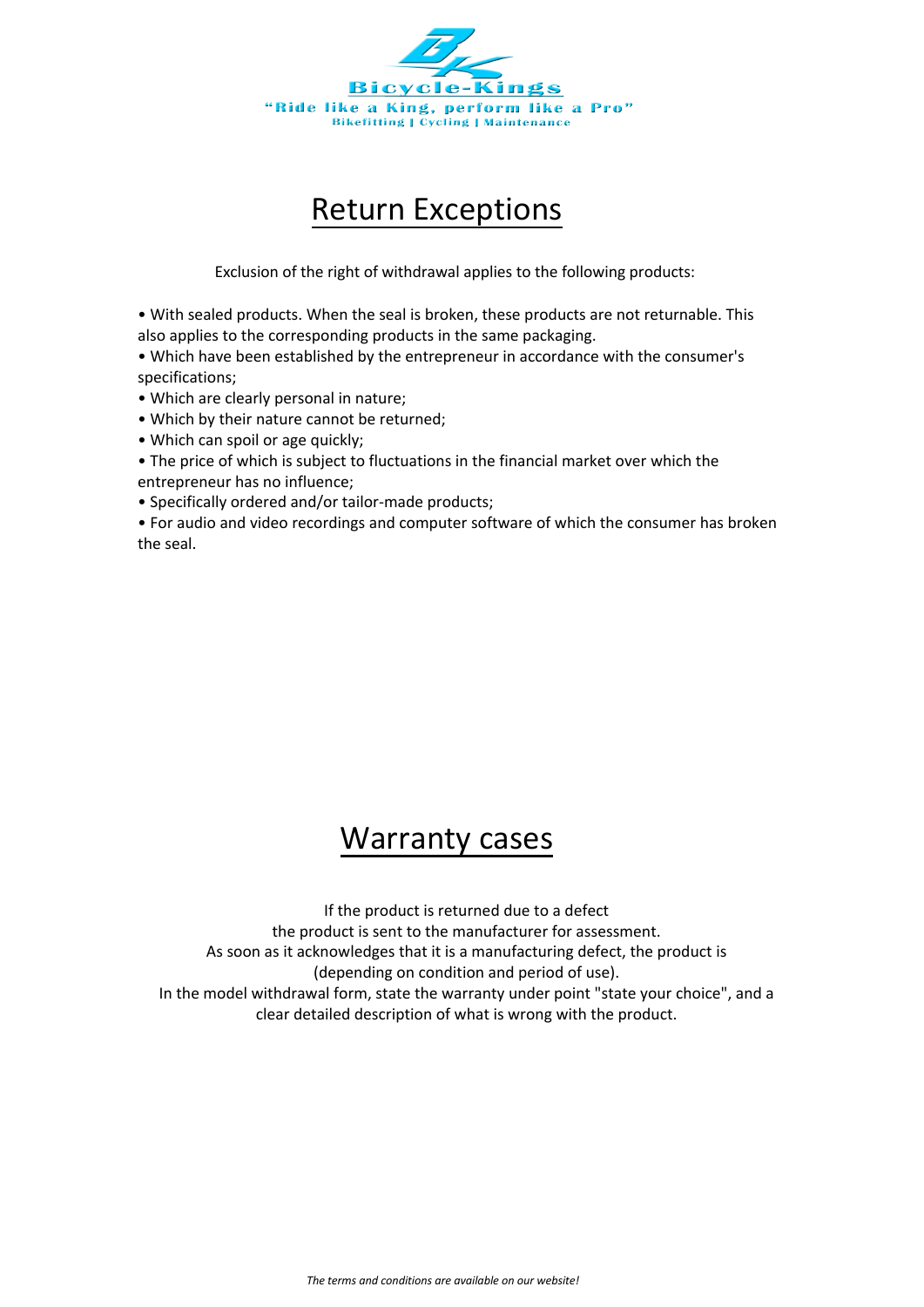Bicycle-Kings

"Ride like a King, perform like a Pro"

Bikefitting | Cycling | Maintenance

# Return Exceptions

Exclusion of the right of withdrawal applies to the following products:

• With sealed products. When the seal is broken, these products are not returnable. This also applies to the corresponding products in the same packaging.
• Which have been established by the entrepreneur in accordance with the consumer's specifications;
• Which are clearly personal in nature;
• Which by their nature cannot be returned;
• Which can spoil or age quickly;
• The price of which is subject to fluctuations in the financial market over which the entrepreneur has no influence;
• Specifically ordered and/or tailor-made products;
• For audio and video recordings and computer software of which the consumer has broken the seal.

# Warranty cases

If the product is returned due to a defect
the product is sent to the manufacturer for assessment.
As soon as it acknowledges that it is a manufacturing defect, the product is
(depending on condition and period of use).
In the model withdrawal form, state the warranty under point "state your choice", and a clear detailed description of what is wrong with the product.

*The terms and conditions are available on our website!*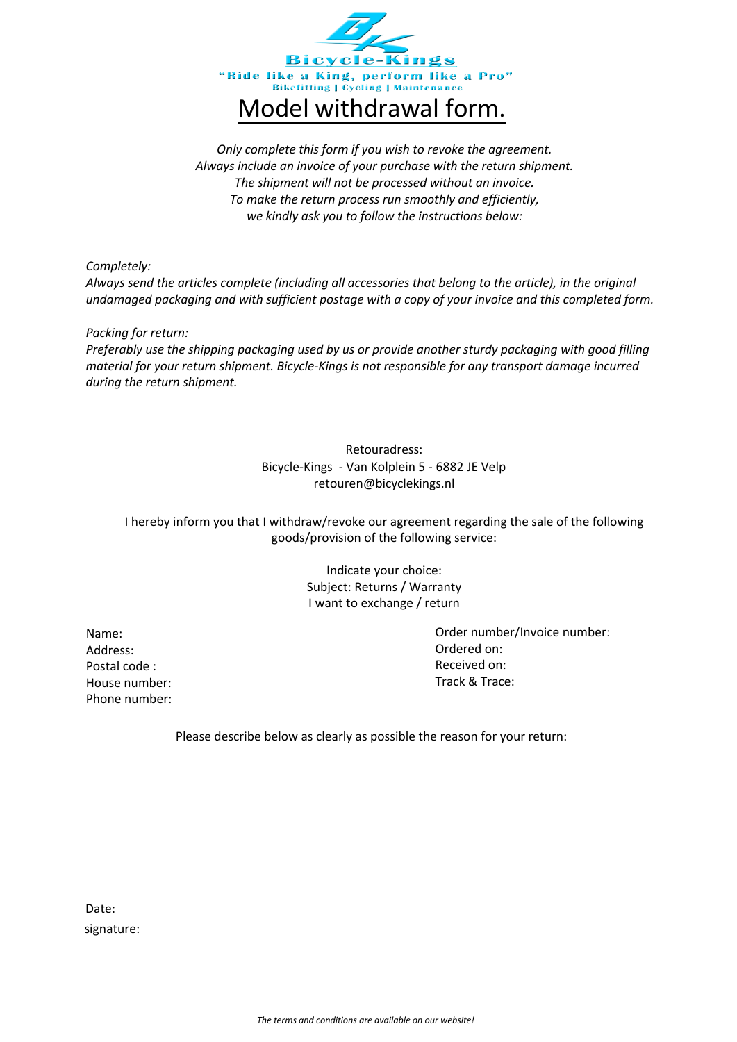Bicycle-Kings

"Ride like a King, perform like a Pro"

Bikefitting | Cycling | Maintenance

# Model withdrawal form.

*Only complete this form if you wish to revoke the agreement.*
*Always include an invoice of your purchase with the return shipment.*
*The shipment will not be processed without an invoice.*
*To make the return process run smoothly and efficiently,*
*we kindly ask you to follow the instructions below:*

*Completely:*
*Always send the articles complete (including all accessories that belong to the article), in the original undamaged packaging and with sufficient postage with a copy of your invoice and this completed form.*

*Packing for return:*
*Preferably use the shipping packaging used by us or provide another sturdy packaging with good filling material for your return shipment. Bicycle-Kings is not responsible for any transport damage incurred during the return shipment.*

Retouradress:
Bicycle-Kings - Van Kolplein 5 - 6882 JE Velp
retouren@bicyclekings.nl

I hereby inform you that I withdraw/revoke our agreement regarding the sale of the following goods/provision of the following service:

Indicate your choice:
Subject: Returns / Warranty
I want to exchange / return

Name:
Address:
Postal code :
House number:
Phone number:

Order number/Invoice number:
Ordered on:
Received on:
Track & Trace:

Please describe below as clearly as possible the reason for your return:

Date:
signature:

*The terms and conditions are available on our website!*